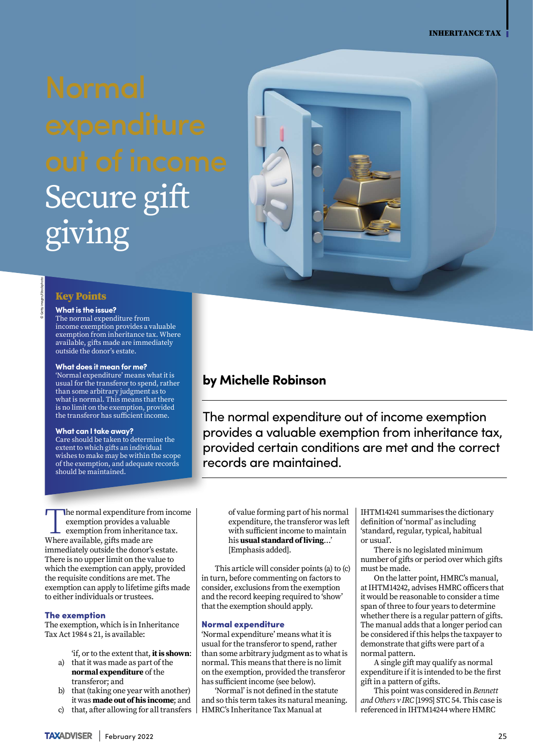# Normal expenditure out of income

# Secure gift giving

## Key Points

**What is the issue?**
The normal expenditure from income exemption provides a valuable exemption from inheritance tax. Where available, gifts made are immediately outside the donor's estate.

**What does it mean for me?**
'Normal expenditure' means what it is usual for the transferor to spend, rather than some arbitrary judgment as to what is normal. This means that there is no limit on the exemption, provided the transferor has sufficient income.

**What can I take away?**
Care should be taken to determine the extent to which gifts an individual wishes to make may be within the scope of the exemption, and adequate records should be maintained.

**by Michelle Robinson**

The normal expenditure out of income exemption provides a valuable exemption from inheritance tax, provided certain conditions are met and the correct records are maintained.

The normal expenditure from income exemption provides a valuable exemption from inheritance tax. Where available, gifts made are immediately outside the donor's estate. There is no upper limit on the value to which the exemption can apply, provided the requisite conditions are met. The exemption can apply to lifetime gifts made to either individuals or trustees.

### The exemption

The exemption, which is in Inheritance Tax Act 1984 s 21, is available:

> 'if, or to the extent that, **it is shown**:
> a) that it was made as part of the **normal expenditure** of the transferor; and
> b) that (taking one year with another) it was **made out of his income**; and
> c) that, after allowing for all transfers of value forming part of his normal expenditure, the transferor was left with sufficient income to maintain his **usual standard of living**...' [Emphasis added].

This article will consider points (a) to (c) in turn, before commenting on factors to consider, exclusions from the exemption and the record keeping required to 'show' that the exemption should apply.

### Normal expenditure

'Normal expenditure' means what it is usual for the transferor to spend, rather than some arbitrary judgment as to what is normal. This means that there is no limit on the exemption, provided the transferor has sufficient income (see below).

'Normal' is not defined in the statute and so this term takes its natural meaning. HMRC's Inheritance Tax Manual at IHTM14241 summarises the dictionary definition of 'normal' as including 'standard, regular, typical, habitual or usual'.

There is no legislated minimum number of gifts or period over which gifts must be made.

On the latter point, HMRC's manual, at IHTM14242, advises HMRC officers that it would be reasonable to consider a time span of three to four years to determine whether there is a regular pattern of gifts. The manual adds that a longer period can be considered if this helps the taxpayer to demonstrate that gifts were part of a normal pattern.

A single gift may qualify as normal expenditure if it is intended to be the first gift in a pattern of gifts.

This point was considered in *Bennett and Others v IRC* [1995] STC 54. This case is referenced in IHTM14244 where HMRC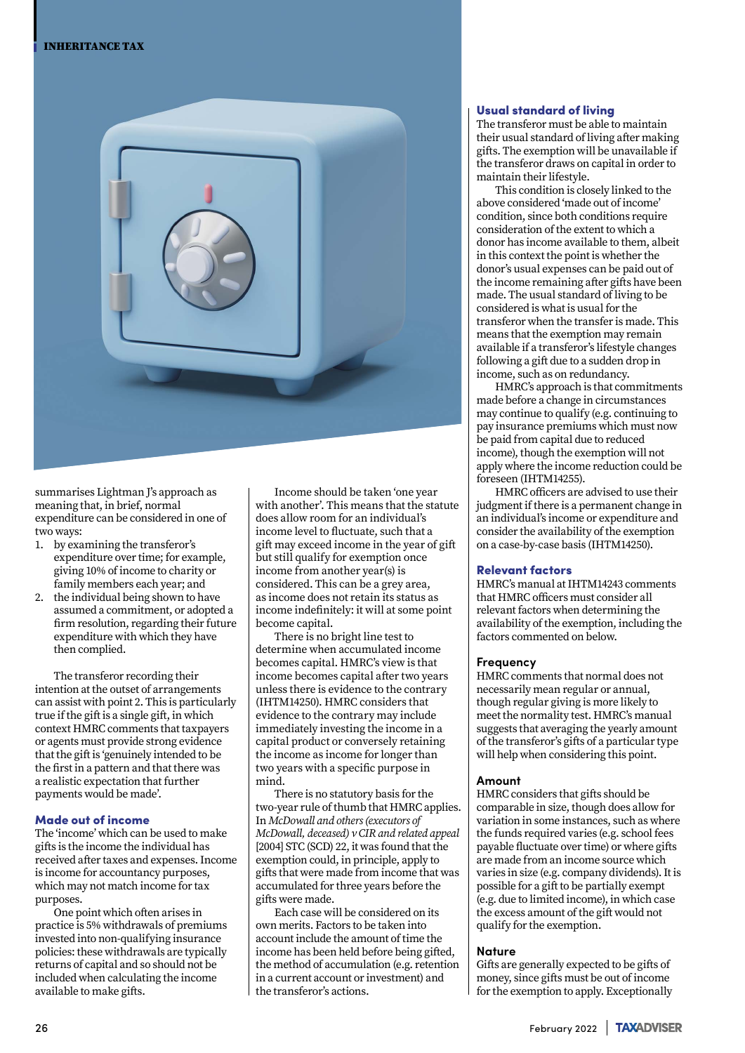summarises Lightman J's approach as meaning that, in brief, normal expenditure can be considered in one of two ways:

1. by examining the transferor's expenditure over time; for example, giving 10% of income to charity or family members each year; and
2. the individual being shown to have assumed a commitment, or adopted a firm resolution, regarding their future expenditure with which they have then complied.

The transferor recording their intention at the outset of arrangements can assist with point 2. This is particularly true if the gift is a single gift, in which context HMRC comments that taxpayers or agents must provide strong evidence that the gift is 'genuinely intended to be the first in a pattern and that there was a realistic expectation that further payments would be made'.

### Made out of income

The 'income' which can be used to make gifts is the income the individual has received after taxes and expenses. Income is income for accountancy purposes, which may not match income for tax purposes.

One point which often arises in practice is 5% withdrawals of premiums invested into non-qualifying insurance policies: these withdrawals are typically returns of capital and so should not be included when calculating the income available to make gifts.

Income should be taken 'one year with another'. This means that the statute does allow room for an individual's income level to fluctuate, such that a gift may exceed income in the year of gift but still qualify for exemption once income from another year(s) is considered. This can be a grey area, as income does not retain its status as income indefinitely: it will at some point become capital.

There is no bright line test to determine when accumulated income becomes capital. HMRC's view is that income becomes capital after two years unless there is evidence to the contrary (IHTM14250). HMRC considers that evidence to the contrary may include immediately investing the income in a capital product or conversely retaining the income as income for longer than two years with a specific purpose in mind.

There is no statutory basis for the two-year rule of thumb that HMRC applies. In *McDowall and others (executors of McDowall, deceased) v CIR and related appeal* [2004] STC (SCD) 22, it was found that the exemption could, in principle, apply to gifts that were made from income that was accumulated for three years before the gifts were made.

Each case will be considered on its own merits. Factors to be taken into account include the amount of time the income has been held before being gifted, the method of accumulation (e.g. retention in a current account or investment) and the transferor's actions.

### Usual standard of living

The transferor must be able to maintain their usual standard of living after making gifts. The exemption will be unavailable if the transferor draws on capital in order to maintain their lifestyle.

This condition is closely linked to the above considered 'made out of income' condition, since both conditions require consideration of the extent to which a donor has income available to them, albeit in this context the point is whether the donor's usual expenses can be paid out of the income remaining after gifts have been made. The usual standard of living to be considered is what is usual for the transferor when the transfer is made. This means that the exemption may remain available if a transferor's lifestyle changes following a gift due to a sudden drop in income, such as on redundancy.

HMRC's approach is that commitments made before a change in circumstances may continue to qualify (e.g. continuing to pay insurance premiums which must now be paid from capital due to reduced income), though the exemption will not apply where the income reduction could be foreseen (IHTM14255).

HMRC officers are advised to use their judgment if there is a permanent change in an individual's income or expenditure and consider the availability of the exemption on a case-by-case basis (IHTM14250).

### Relevant factors

HMRC's manual at IHTM14243 comments that HMRC officers must consider all relevant factors when determining the availability of the exemption, including the factors commented on below.

#### Frequency

HMRC comments that normal does not necessarily mean regular or annual, though regular giving is more likely to meet the normality test. HMRC's manual suggests that averaging the yearly amount of the transferor's gifts of a particular type will help when considering this point.

#### Amount

HMRC considers that gifts should be comparable in size, though does allow for variation in some instances, such as where the funds required varies (e.g. school fees payable fluctuate over time) or where gifts are made from an income source which varies in size (e.g. company dividends). It is possible for a gift to be partially exempt (e.g. due to limited income), in which case the excess amount of the gift would not qualify for the exemption.

#### Nature

Gifts are generally expected to be gifts of money, since gifts must be out of income for the exemption to apply. Exceptionally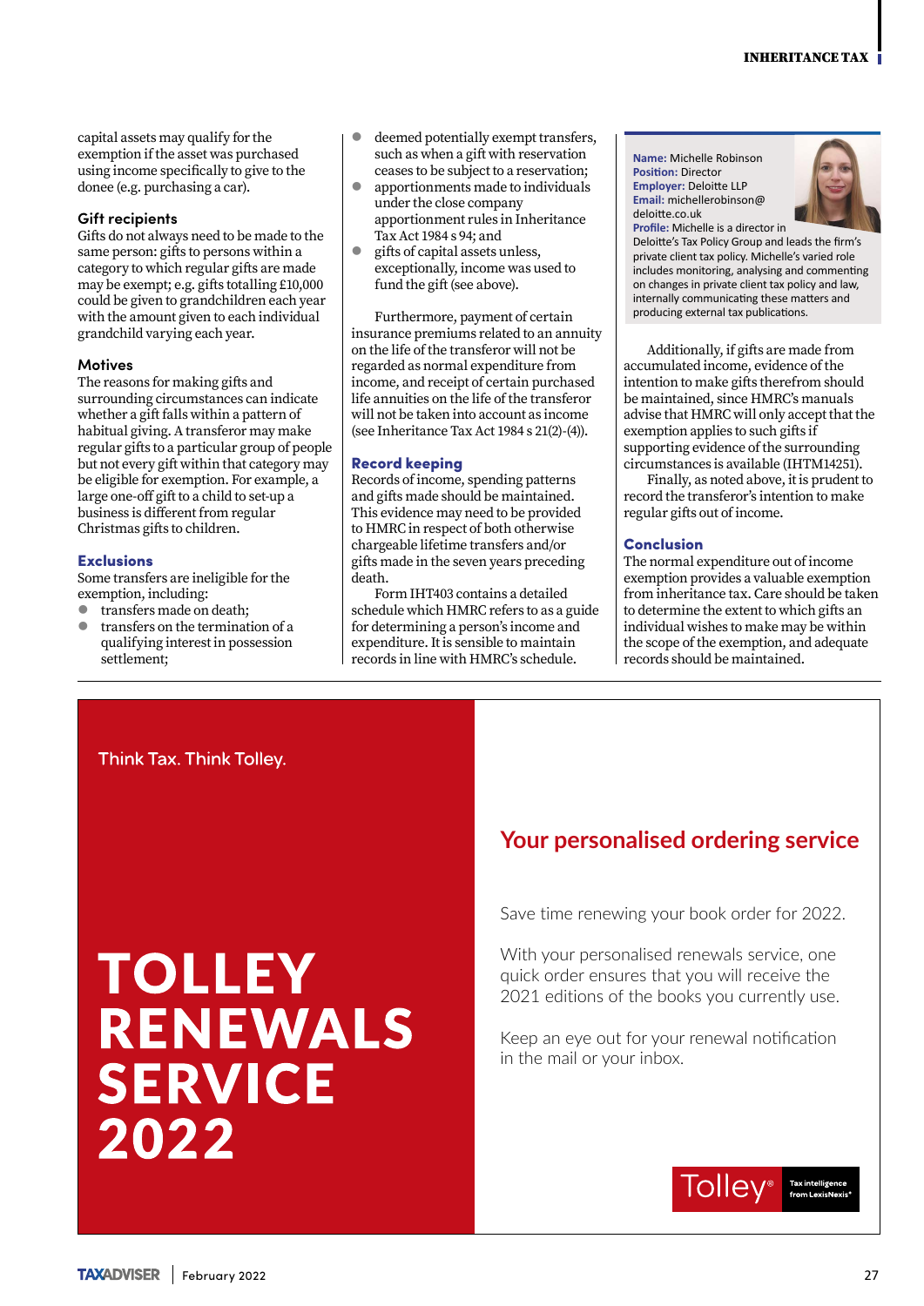capital assets may qualify for the exemption if the asset was purchased using income specifically to give to the donee (e.g. purchasing a car).

### Gift recipients

Gifts do not always need to be made to the same person: gifts to persons within a category to which regular gifts are made may be exempt; e.g. gifts totalling £10,000 could be given to grandchildren each year with the amount given to each individual grandchild varying each year.

### Motives

The reasons for making gifts and surrounding circumstances can indicate whether a gift falls within a pattern of habitual giving. A transferor may make regular gifts to a particular group of people but not every gift within that category may be eligible for exemption. For example, a large one-off gift to a child to set-up a business is different from regular Christmas gifts to children.

### Exclusions

Some transfers are ineligible for the exemption, including:

- transfers made on death;
- transfers on the termination of a qualifying interest in possession settlement;
- deemed potentially exempt transfers, such as when a gift with reservation ceases to be subject to a reservation;
- apportionments made to individuals under the close company apportionment rules in Inheritance Tax Act 1984 s 94; and
- gifts of capital assets unless, exceptionally, income was used to fund the gift (see above).

Furthermore, payment of certain insurance premiums related to an annuity on the life of the transferor will not be regarded as normal expenditure from income, and receipt of certain purchased life annuities on the life of the transferor will not be taken into account as income (see Inheritance Tax Act 1984 s 21(2)-(4)).

### Record keeping

Records of income, spending patterns and gifts made should be maintained. This evidence may need to be provided to HMRC in respect of both otherwise chargeable lifetime transfers and/or gifts made in the seven years preceding death.

Form IHT403 contains a detailed schedule which HMRC refers to as a guide for determining a person's income and expenditure. It is sensible to maintain records in line with HMRC's schedule.

Additionally, if gifts are made from accumulated income, evidence of the intention to make gifts therefrom should be maintained, since HMRC's manuals advise that HMRC will only accept that the exemption applies to such gifts if supporting evidence of the surrounding circumstances is available (IHTM14251).

Finally, as noted above, it is prudent to record the transferor's intention to make regular gifts out of income.

### Conclusion

The normal expenditure out of income exemption provides a valuable exemption from inheritance tax. Care should be taken to determine the extent to which gifts an individual wishes to make may be within the scope of the exemption, and adequate records should be maintained.

**Name:** Michelle Robinson
**Position:** Director
**Employer:** Deloitte LLP
**Email:** michellerobinson@deloitte.co.uk
**Profile:** Michelle is a director in Deloitte's Tax Policy Group and leads the firm's private client tax policy. Michelle's varied role includes monitoring, analysing and commenting on changes in private client tax policy and law, internally communicating these matters and producing external tax publications.

Think Tax. Think Tolley.

# TOLLEY RENEWALS SERVICE 2022

## Your personalised ordering service

Save time renewing your book order for 2022.

With your personalised renewals service, one quick order ensures that you will receive the 2021 editions of the books you currently use.

Keep an eye out for your renewal notification in the mail or your inbox.

Tolley® Tax intelligence from LexisNexis®